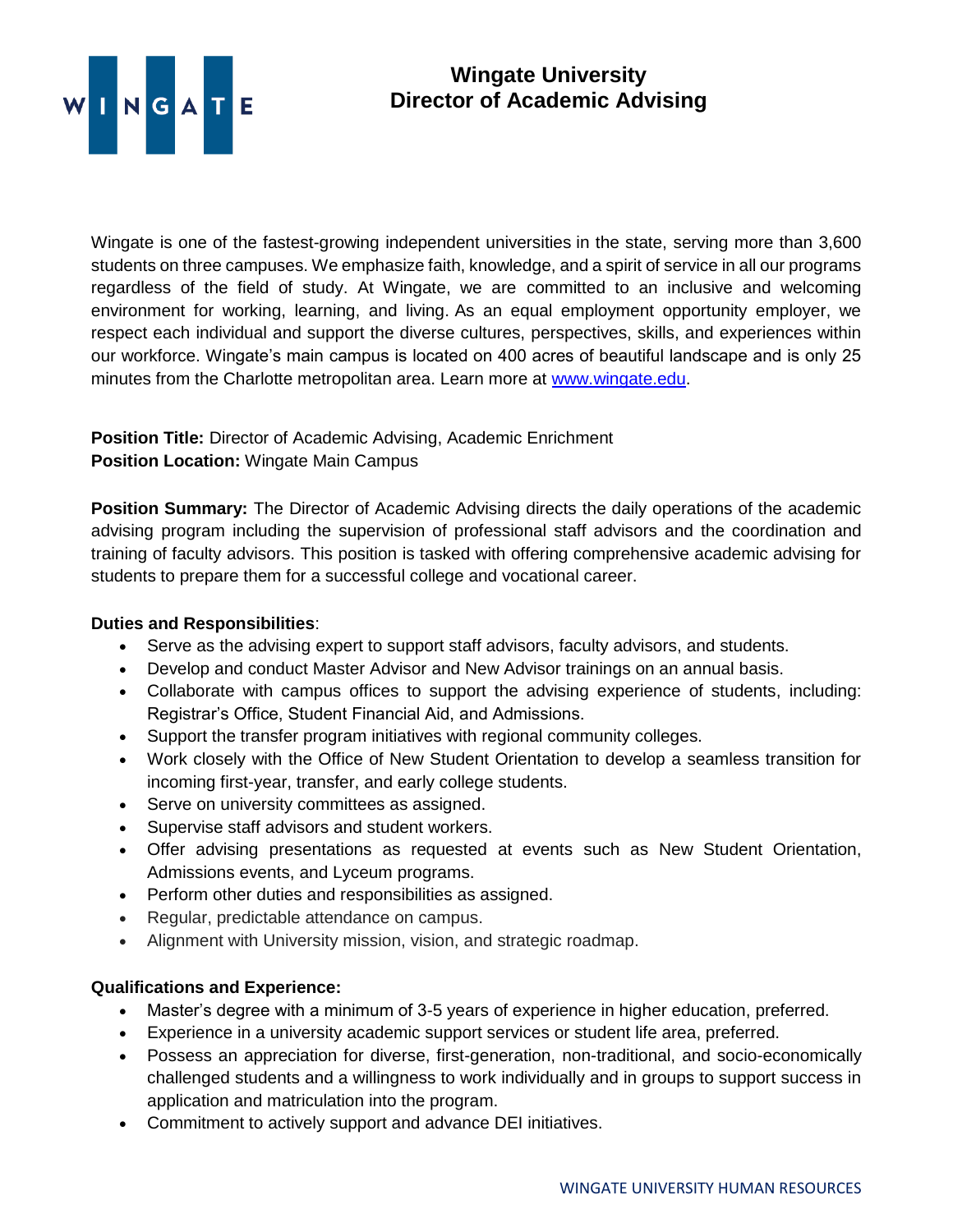# Wingate University
# Director of Academic Advising

Wingate is one of the fastest-growing independent universities in the state, serving more than 3,600 students on three campuses. We emphasize faith, knowledge, and a spirit of service in all our programs regardless of the field of study. At Wingate, we are committed to an inclusive and welcoming environment for working, learning, and living. As an equal employment opportunity employer, we respect each individual and support the diverse cultures, perspectives, skills, and experiences within our workforce. Wingate's main campus is located on 400 acres of beautiful landscape and is only 25 minutes from the Charlotte metropolitan area. Learn more at [www.wingate.edu](http://www.wingate.edu).

**Position Title:** Director of Academic Advising, Academic Enrichment
**Position Location:** Wingate Main Campus

**Position Summary:** The Director of Academic Advising directs the daily operations of the academic advising program including the supervision of professional staff advisors and the coordination and training of faculty advisors. This position is tasked with offering comprehensive academic advising for students to prepare them for a successful college and vocational career.

**Duties and Responsibilities**:

- Serve as the advising expert to support staff advisors, faculty advisors, and students.
- Develop and conduct Master Advisor and New Advisor trainings on an annual basis.
- Collaborate with campus offices to support the advising experience of students, including: Registrar's Office, Student Financial Aid, and Admissions.
- Support the transfer program initiatives with regional community colleges.
- Work closely with the Office of New Student Orientation to develop a seamless transition for incoming first-year, transfer, and early college students.
- Serve on university committees as assigned.
- Supervise staff advisors and student workers.
- Offer advising presentations as requested at events such as New Student Orientation, Admissions events, and Lyceum programs.
- Perform other duties and responsibilities as assigned.
- Regular, predictable attendance on campus.
- Alignment with University mission, vision, and strategic roadmap.

**Qualifications and Experience:**

- Master's degree with a minimum of 3-5 years of experience in higher education, preferred.
- Experience in a university academic support services or student life area, preferred.
- Possess an appreciation for diverse, first-generation, non-traditional, and socio-economically challenged students and a willingness to work individually and in groups to support success in application and matriculation into the program.
- Commitment to actively support and advance DEI initiatives.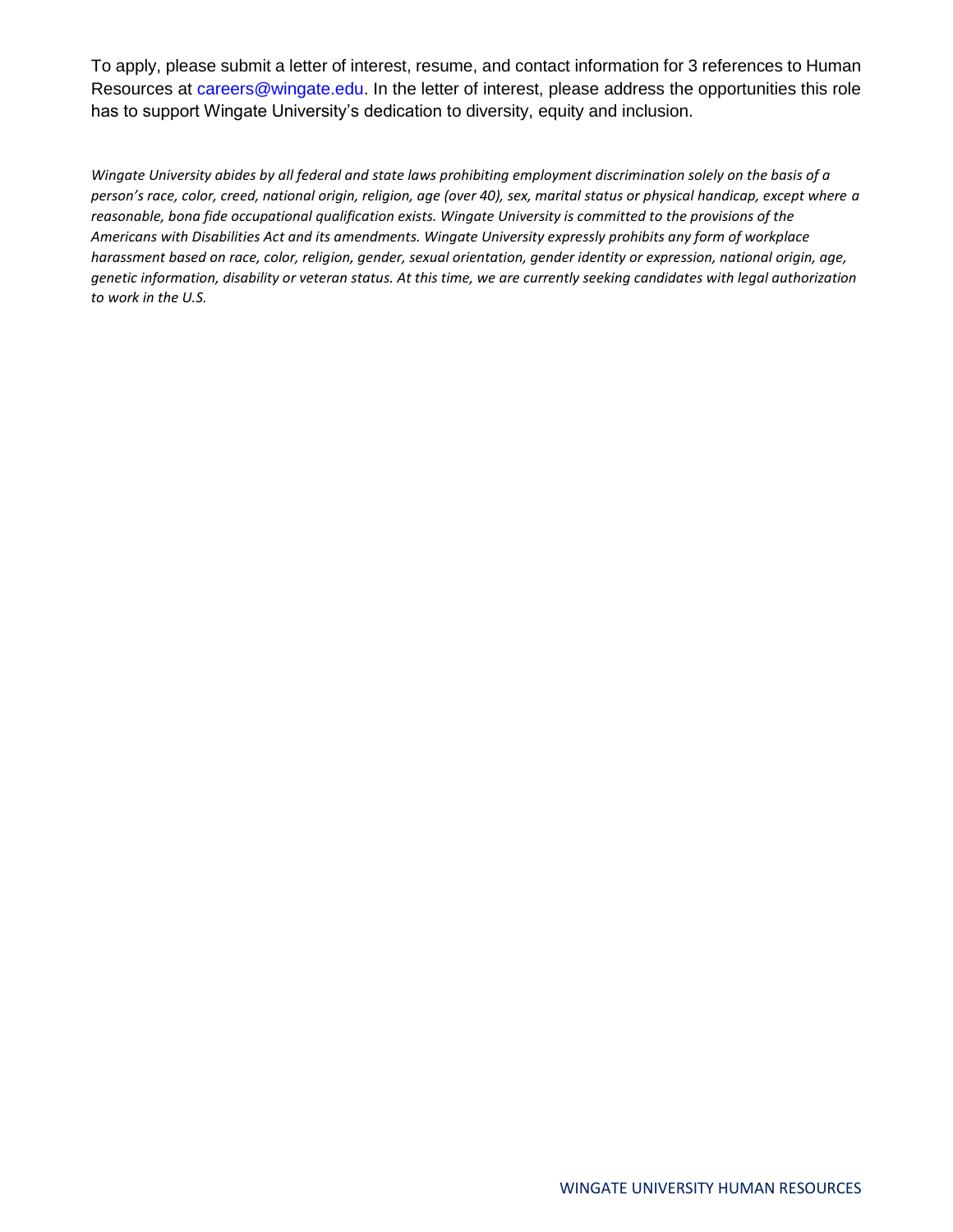To apply, please submit a letter of interest, resume, and contact information for 3 references to Human Resources at careers@wingate.edu. In the letter of interest, please address the opportunities this role has to support Wingate University's dedication to diversity, equity and inclusion.

*Wingate University abides by all federal and state laws prohibiting employment discrimination solely on the basis of a person's race, color, creed, national origin, religion, age (over 40), sex, marital status or physical handicap, except where a reasonable, bona fide occupational qualification exists. Wingate University is committed to the provisions of the Americans with Disabilities Act and its amendments. Wingate University expressly prohibits any form of workplace harassment based on race, color, religion, gender, sexual orientation, gender identity or expression, national origin, age, genetic information, disability or veteran status. At this time, we are currently seeking candidates with legal authorization to work in the U.S.*